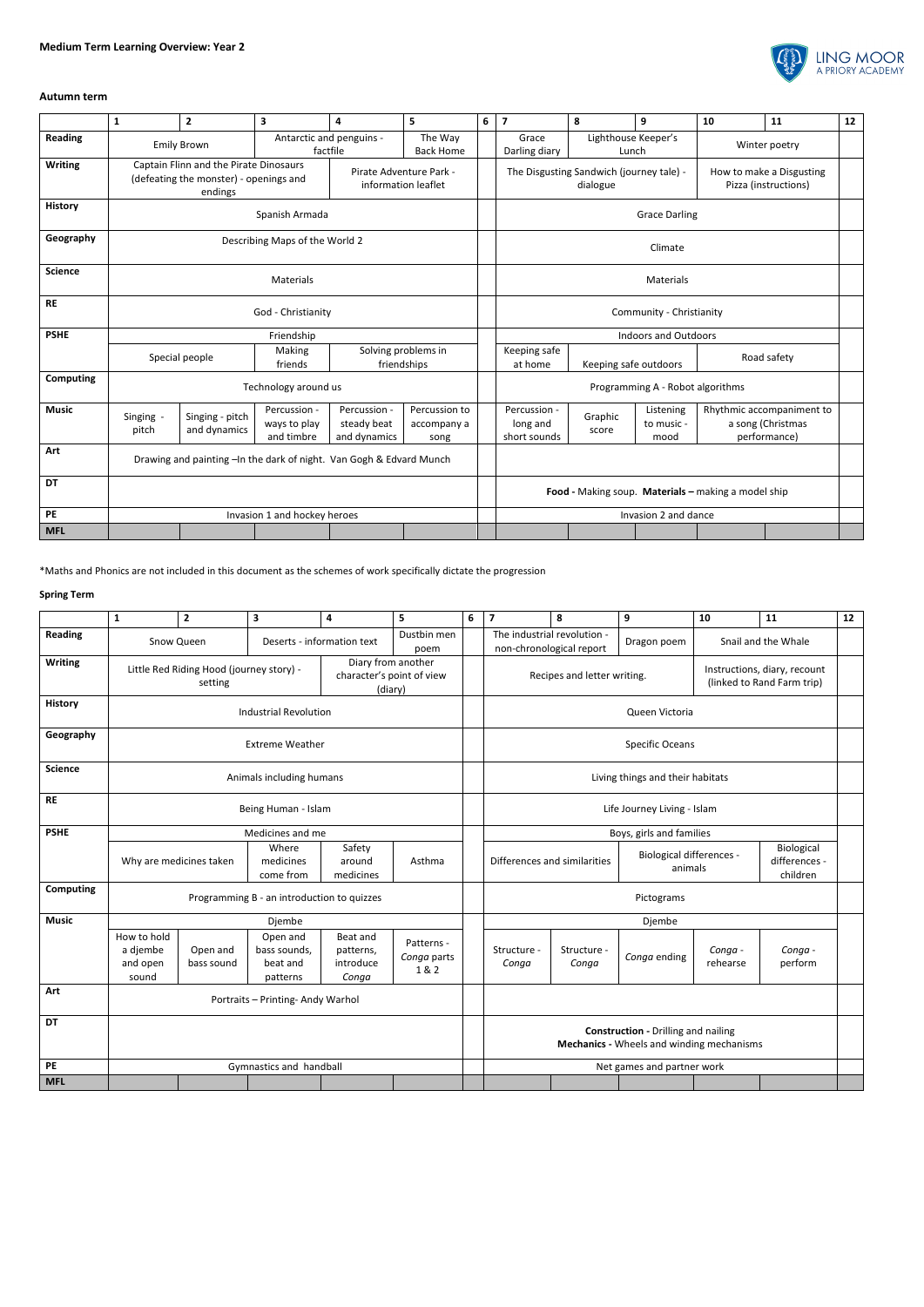**Medium Term Learning Overview: Year 2**

**Autumn term**

| | 1 | 2 | 3 | 4 | 5 | 6 | 7 | 8 | 9 | 10 | 11 | 12 |
|---|---|---|---|---|---|---|---|---|---|---|---|---|
| **Reading** | Emily Brown | | Antarctic and penguins - factfile | | The Way Back Home | | Grace Darling diary | Lighthouse Keeper's Lunch | | Winter poetry | | |
| **Writing** | Captain Flinn and the Pirate Dinosaurs (defeating the monster) - openings and endings | | | Pirate Adventure Park - information leaflet | | | The Disgusting Sandwich (journey tale) - dialogue | | | How to make a Disgusting Pizza (instructions) | | |
| **History** | Spanish Armada | | | | | | Grace Darling | | | | | |
| **Geography** | Describing Maps of the World 2 | | | | | | Climate | | | | | |
| **Science** | Materials | | | | | | Materials | | | | | |
| **RE** | God - Christianity | | | | | | Community - Christianity | | | | | |
| **PSHE** | Friendship | | | | | | Indoors and Outdoors | | | | | |
| | Special people | | Making friends | Solving problems in friendships | | | Keeping safe at home | Keeping safe outdoors | | Road safety | | |
| **Computing** | Technology around us | | | | | | Programming A - Robot algorithms | | | | | |
| **Music** | Singing - pitch | Singing - pitch and dynamics | Percussion - ways to play and timbre | Percussion - steady beat and dynamics | Percussion to accompany a song | | Percussion - long and short sounds | Graphic score | Listening to music - mood | Rhythmic accompaniment to a song (Christmas performance) | | |
| **Art** | Drawing and painting –In the dark of night. Van Gogh & Edvard Munch | | | | | | | | | | | |
| **DT** | | | | | | | **Food -** Making soup. **Materials –** making a model ship | | | | | |
| **PE** | Invasion 1 and hockey heroes | | | | | | Invasion 2 and dance | | | | | |
| **MFL** | | | | | | | | | | | | |

*Maths and Phonics are not included in this document as the schemes of work specifically dictate the progression

**Spring Term**

| | 1 | 2 | 3 | 4 | 5 | 6 | 7 | 8 | 9 | 10 | 11 | 12 |
|---|---|---|---|---|---|---|---|---|---|---|---|---|
| **Reading** | Snow Queen | | Deserts - information text | | Dustbin men poem | | The industrial revolution - non-chronological report | | Dragon poem | Snail and the Whale | | |
| **Writing** | Little Red Riding Hood (journey story) - setting | | | Diary from another character's point of view (diary) | | | Recipes and letter writing. | | | Instructions, diary, recount (linked to Rand Farm trip) | | |
| **History** | Industrial Revolution | | | | | | Queen Victoria | | | | | |
| **Geography** | Extreme Weather | | | | | | Specific Oceans | | | | | |
| **Science** | Animals including humans | | | | | | Living things and their habitats | | | | | |
| **RE** | Being Human - Islam | | | | | | Life Journey Living - Islam | | | | | |
| **PSHE** | Medicines and me | | | | | | Boys, girls and families | | | | | |
| | Why are medicines taken | | Where medicines come from | Safety around medicines | Asthma | | Differences and similarities | | Biological differences - animals | | Biological differences - children | |
| **Computing** | Programming B - an introduction to quizzes | | | | | | Pictograms | | | | | |
| **Music** | Djembe | | | | | | Djembe | | | | | |
| | How to hold a djembe and open sound | Open and bass sound | Open and bass sounds, beat and patterns | Beat and patterns, introduce *Conga* | Patterns - *Conga* parts 1 & 2 | | Structure - *Conga* | Structure - *Conga* | *Conga* ending | *Conga* - rehearse | *Conga* - perform | |
| **Art** | Portraits – Printing- Andy Warhol | | | | | | | | | | | |
| **DT** | | | | | | | **Construction -** Drilling and nailing<br>**Mechanics -** Wheels and winding mechanisms | | | | | |
| **PE** | Gymnastics and handball | | | | | | Net games and partner work | | | | | |
| **MFL** | | | | | | | | | | | | |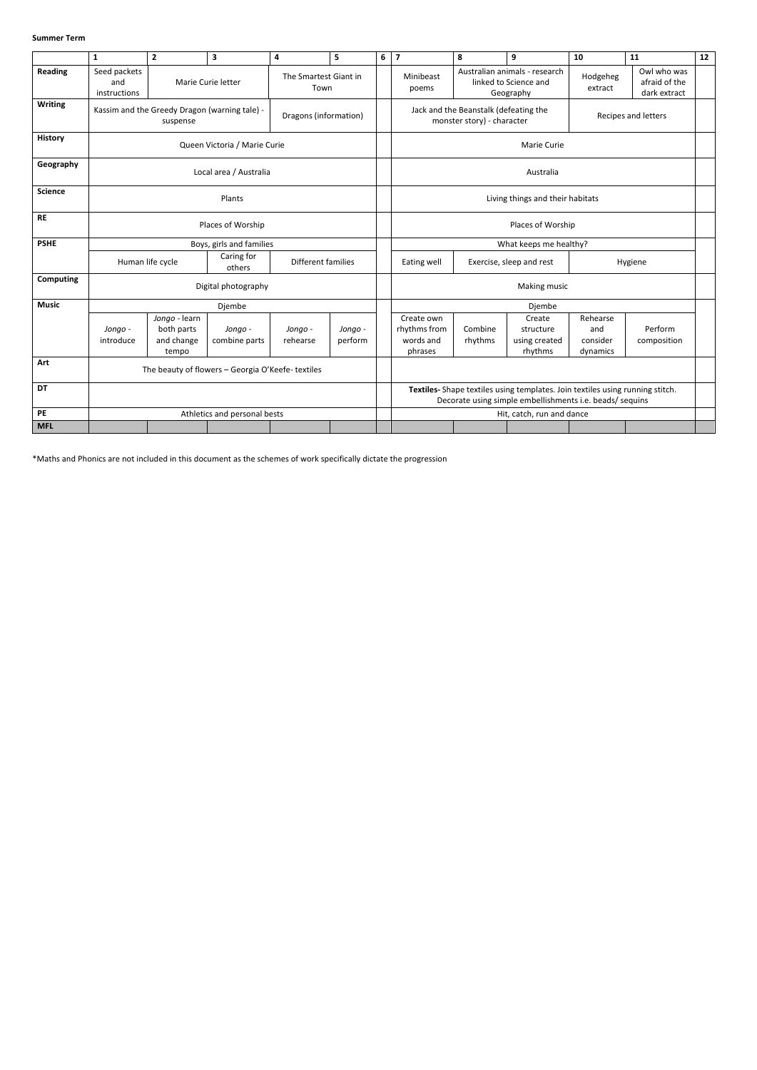**Summer Term**

| | 1 | 2 | 3 | 4 | 5 | 6 | 7 | 8 | 9 | 10 | 11 | 12 |
|---|---|---|---|---|---|---|---|---|---|---|---|---|
| **Reading** | Seed packets and instructions | Marie Curie letter | | The Smartest Giant in Town | | | Minibeast poems | Australian animals - research linked to Science and Geography | | Hodgeheg extract | Owl who was afraid of the dark extract | |
| **Writing** | Kassim and the Greedy Dragon (warning tale) - suspense | | | Dragons (information) | | | Jack and the Beanstalk (defeating the monster story) - character | | | Recipes and letters | | |
| **History** | Queen Victoria / Marie Curie | | | | | | Marie Curie | | | | | |
| **Geography** | Local area / Australia | | | | | | Australia | | | | | |
| **Science** | Plants | | | | | | Living things and their habitats | | | | | |
| **RE** | Places of Worship | | | | | | Places of Worship | | | | | |
| **PSHE** | Boys, girls and families | | | | | | What keeps me healthy? | | | | | |
| | Human life cycle | | Caring for others | Different families | | | Eating well | Exercise, sleep and rest | | Hygiene | | |
| **Computing** | Digital photography | | | | | | Making music | | | | | |
| **Music** | Djembe | | | | | | Djembe | | | | | |
| | *Jongo* - introduce | *Jongo* - learn both parts and change tempo | *Jongo* - combine parts | *Jongo* - rehearse | *Jongo* - perform | | Create own rhythms from words and phrases | Combine rhythms | Create structure using created rhythms | Rehearse and consider dynamics | Perform composition | |
| **Art** | The beauty of flowers – Georgia O'Keefe- textiles | | | | | | | | | | | |
| **DT** | | | | | | | **Textiles-** Shape textiles using templates. Join textiles using running stitch. Decorate using simple embellishments i.e. beads/ sequins | | | | | |
| **PE** | Athletics and personal bests | | | | | | Hit, catch, run and dance | | | | | |
| **MFL** | | | | | | | | | | | | |

*Maths and Phonics are not included in this document as the schemes of work specifically dictate the progression